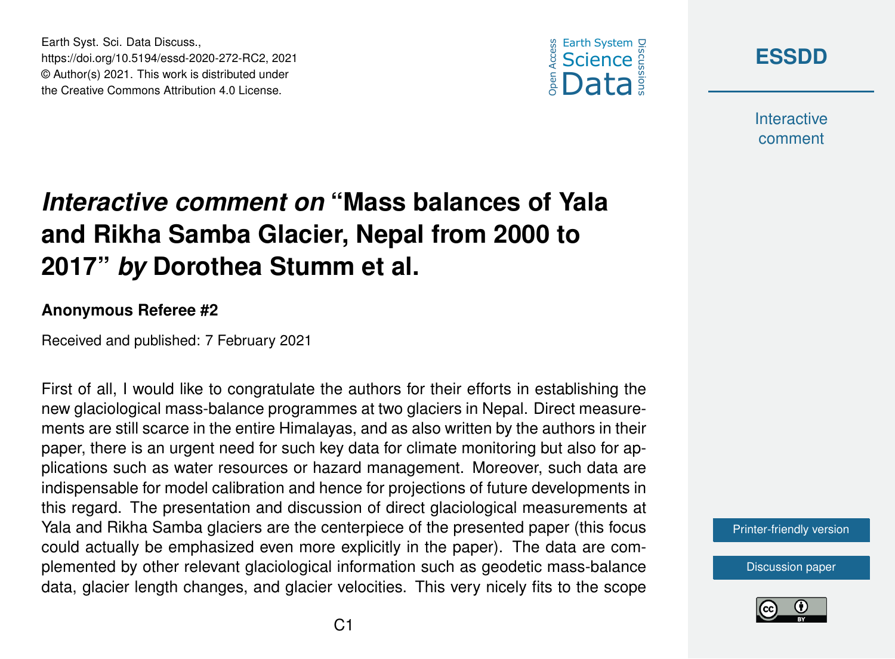# *Interactive comment on* "Mass balances of Yala and Rikha Samba Glacier, Nepal from 2000 to 2017" *by* Dorothea Stumm et al.

**Anonymous Referee #2**

Received and published: 7 February 2021

First of all, I would like to congratulate the authors for their efforts in establishing the new glaciological mass-balance programmes at two glaciers in Nepal. Direct measurements are still scarce in the entire Himalayas, and as also written by the authors in their paper, there is an urgent need for such key data for climate monitoring but also for applications such as water resources or hazard management. Moreover, such data are indispensable for model calibration and hence for projections of future developments in this regard. The presentation and discussion of direct glaciological measurements at Yala and Rikha Samba glaciers are the centerpiece of the presented paper (this focus could actually be emphasized even more explicitly in the paper). The data are complemented by other relevant glaciological information such as geodetic mass-balance data, glacier length changes, and glacier velocities. This very nicely fits to the scope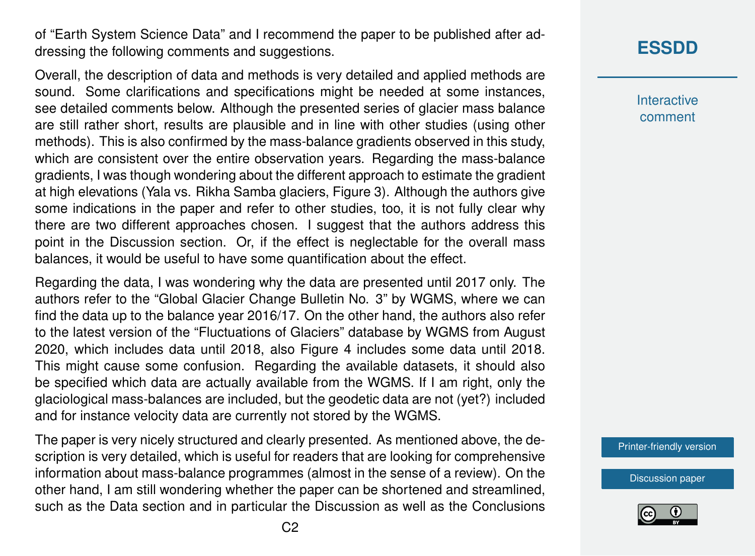of "Earth System Science Data" and I recommend the paper to be published after addressing the following comments and suggestions.

Overall, the description of data and methods is very detailed and applied methods are sound. Some clarifications and specifications might be needed at some instances, see detailed comments below. Although the presented series of glacier mass balance are still rather short, results are plausible and in line with other studies (using other methods). This is also confirmed by the mass-balance gradients observed in this study, which are consistent over the entire observation years. Regarding the mass-balance gradients, I was though wondering about the different approach to estimate the gradient at high elevations (Yala vs. Rikha Samba glaciers, Figure 3). Although the authors give some indications in the paper and refer to other studies, too, it is not fully clear why there are two different approaches chosen. I suggest that the authors address this point in the Discussion section. Or, if the effect is neglectable for the overall mass balances, it would be useful to have some quantification about the effect.

Regarding the data, I was wondering why the data are presented until 2017 only. The authors refer to the "Global Glacier Change Bulletin No. 3" by WGMS, where we can find the data up to the balance year 2016/17. On the other hand, the authors also refer to the latest version of the "Fluctuations of Glaciers" database by WGMS from August 2020, which includes data until 2018, also Figure 4 includes some data until 2018. This might cause some confusion. Regarding the available datasets, it should also be specified which data are actually available from the WGMS. If I am right, only the glaciological mass-balances are included, but the geodetic data are not (yet?) included and for instance velocity data are currently not stored by the WGMS.

The paper is very nicely structured and clearly presented. As mentioned above, the description is very detailed, which is useful for readers that are looking for comprehensive information about mass-balance programmes (almost in the sense of a review). On the other hand, I am still wondering whether the paper can be shortened and streamlined, such as the Data section and in particular the Discussion as well as the Conclusions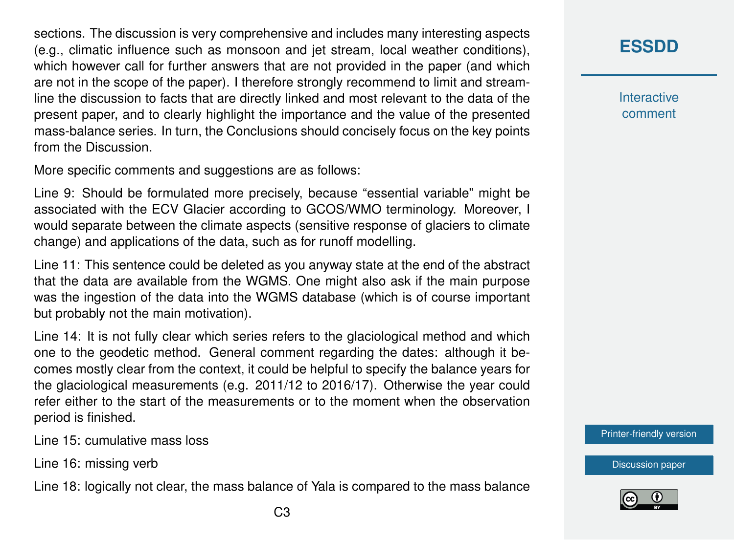sections. The discussion is very comprehensive and includes many interesting aspects (e.g., climatic influence such as monsoon and jet stream, local weather conditions), which however call for further answers that are not provided in the paper (and which are not in the scope of the paper). I therefore strongly recommend to limit and streamline the discussion to facts that are directly linked and most relevant to the data of the present paper, and to clearly highlight the importance and the value of the presented mass-balance series. In turn, the Conclusions should concisely focus on the key points from the Discussion.

More specific comments and suggestions are as follows:

Line 9: Should be formulated more precisely, because "essential variable" might be associated with the ECV Glacier according to GCOS/WMO terminology. Moreover, I would separate between the climate aspects (sensitive response of glaciers to climate change) and applications of the data, such as for runoff modelling.

Line 11: This sentence could be deleted as you anyway state at the end of the abstract that the data are available from the WGMS. One might also ask if the main purpose was the ingestion of the data into the WGMS database (which is of course important but probably not the main motivation).

Line 14: It is not fully clear which series refers to the glaciological method and which one to the geodetic method. General comment regarding the dates: although it becomes mostly clear from the context, it could be helpful to specify the balance years for the glaciological measurements (e.g. 2011/12 to 2016/17). Otherwise the year could refer either to the start of the measurements or to the moment when the observation period is finished.

Line 15: cumulative mass loss

Line 16: missing verb

Line 18: logically not clear, the mass balance of Yala is compared to the mass balance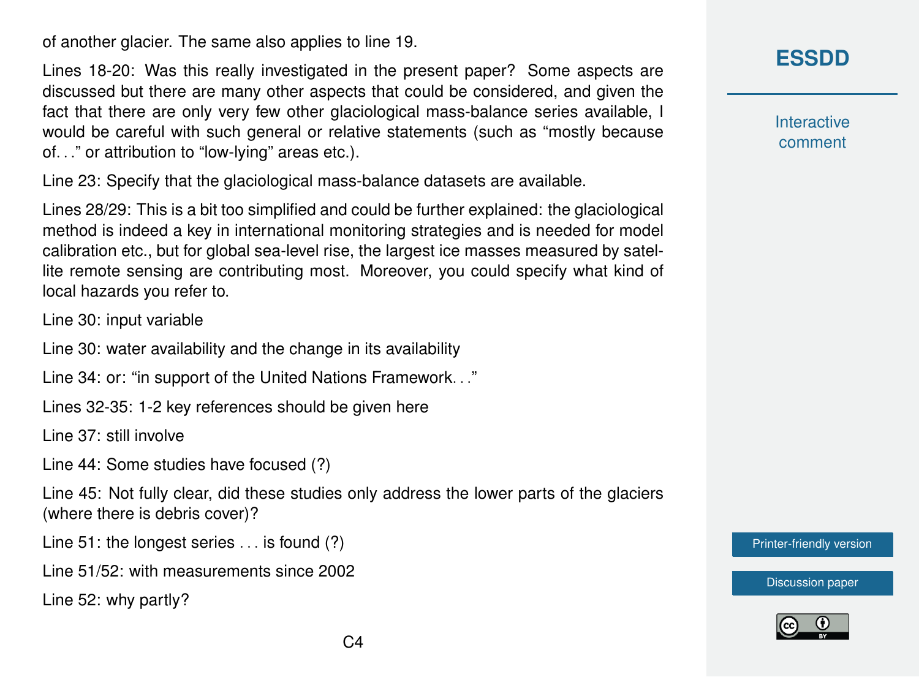of another glacier. The same also applies to line 19.

Lines 18-20: Was this really investigated in the present paper? Some aspects are discussed but there are many other aspects that could be considered, and given the fact that there are only very few other glaciological mass-balance series available, I would be careful with such general or relative statements (such as "mostly because of. . ." or attribution to "low-lying" areas etc.).

Line 23: Specify that the glaciological mass-balance datasets are available.

Lines 28/29: This is a bit too simplified and could be further explained: the glaciological method is indeed a key in international monitoring strategies and is needed for model calibration etc., but for global sea-level rise, the largest ice masses measured by satellite remote sensing are contributing most. Moreover, you could specify what kind of local hazards you refer to.

Line 30: input variable

Line 30: water availability and the change in its availability

Line 34: or: "in support of the United Nations Framework. . ."

Lines 32-35: 1-2 key references should be given here

Line 37: still involve

Line 44: Some studies have focused (?)

Line 45: Not fully clear, did these studies only address the lower parts of the glaciers (where there is debris cover)?

Line 51: the longest series . . . is found (?)

Line 51/52: with measurements since 2002

Line 52: why partly?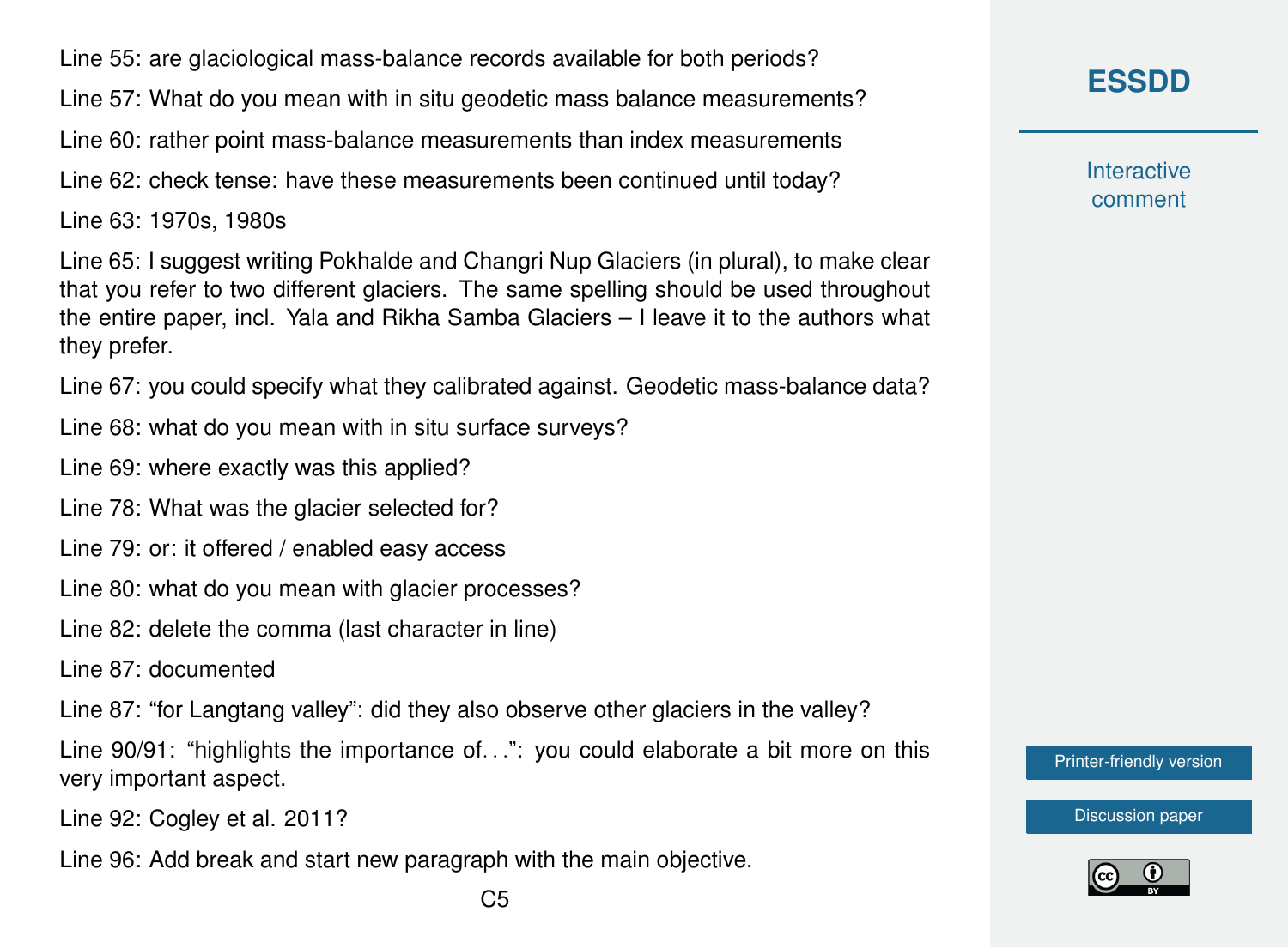Line 55: are glaciological mass-balance records available for both periods?

Line 57: What do you mean with in situ geodetic mass balance measurements?

Line 60: rather point mass-balance measurements than index measurements

Line 62: check tense: have these measurements been continued until today?

Line 63: 1970s, 1980s

Line 65: I suggest writing Pokhalde and Changri Nup Glaciers (in plural), to make clear that you refer to two different glaciers. The same spelling should be used throughout the entire paper, incl. Yala and Rikha Samba Glaciers – I leave it to the authors what they prefer.

Line 67: you could specify what they calibrated against. Geodetic mass-balance data?

Line 68: what do you mean with in situ surface surveys?

Line 69: where exactly was this applied?

Line 78: What was the glacier selected for?

Line 79: or: it offered / enabled easy access

Line 80: what do you mean with glacier processes?

Line 82: delete the comma (last character in line)

Line 87: documented

Line 87: "for Langtang valley": did they also observe other glaciers in the valley?

Line 90/91: "highlights the importance of...": you could elaborate a bit more on this very important aspect.

Line 92: Cogley et al. 2011?

Line 96: Add break and start new paragraph with the main objective.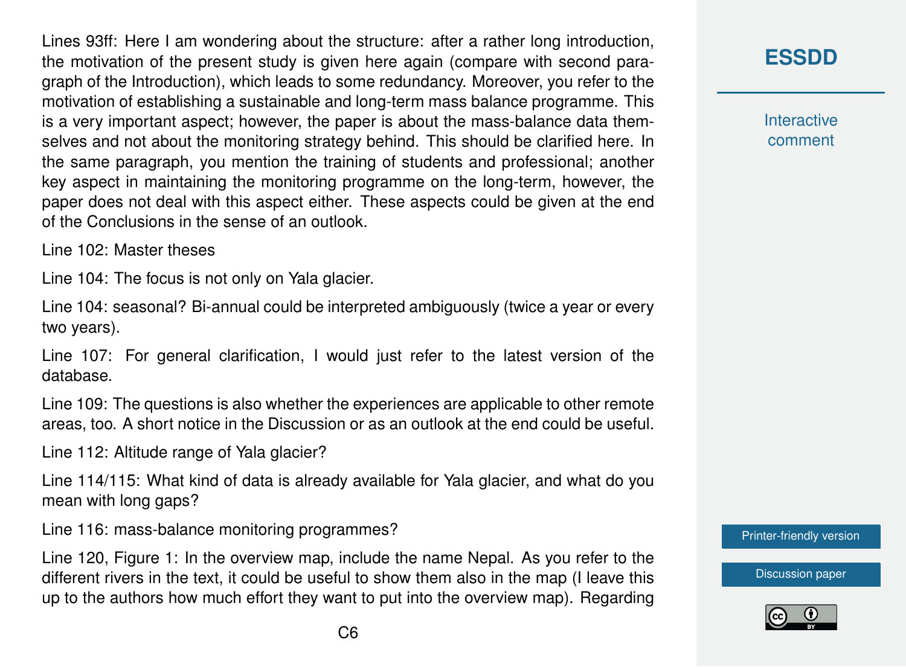Lines 93ff: Here I am wondering about the structure: after a rather long introduction, the motivation of the present study is given here again (compare with second paragraph of the Introduction), which leads to some redundancy. Moreover, you refer to the motivation of establishing a sustainable and long-term mass balance programme. This is a very important aspect; however, the paper is about the mass-balance data themselves and not about the monitoring strategy behind. This should be clarified here. In the same paragraph, you mention the training of students and professional; another key aspect in maintaining the monitoring programme on the long-term, however, the paper does not deal with this aspect either. These aspects could be given at the end of the Conclusions in the sense of an outlook.

Line 102: Master theses

Line 104: The focus is not only on Yala glacier.

Line 104: seasonal? Bi-annual could be interpreted ambiguously (twice a year or every two years).

Line 107: For general clarification, I would just refer to the latest version of the database.

Line 109: The questions is also whether the experiences are applicable to other remote areas, too. A short notice in the Discussion or as an outlook at the end could be useful.

Line 112: Altitude range of Yala glacier?

Line 114/115: What kind of data is already available for Yala glacier, and what do you mean with long gaps?

Line 116: mass-balance monitoring programmes?

Line 120, Figure 1: In the overview map, include the name Nepal. As you refer to the different rivers in the text, it could be useful to show them also in the map (I leave this up to the authors how much effort they want to put into the overview map). Regarding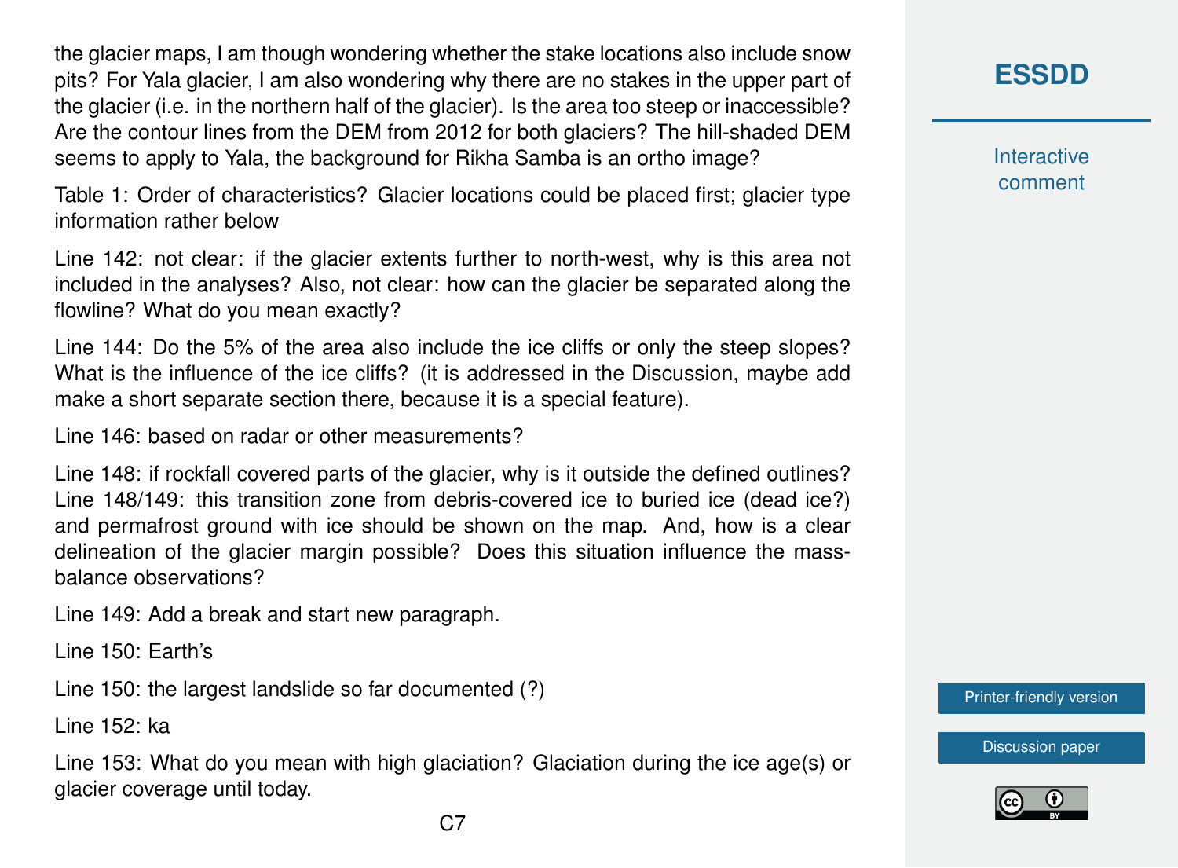the glacier maps, I am though wondering whether the stake locations also include snow pits? For Yala glacier, I am also wondering why there are no stakes in the upper part of the glacier (i.e. in the northern half of the glacier). Is the area too steep or inaccessible? Are the contour lines from the DEM from 2012 for both glaciers? The hill-shaded DEM seems to apply to Yala, the background for Rikha Samba is an ortho image?

Table 1: Order of characteristics? Glacier locations could be placed first; glacier type information rather below

Line 142: not clear: if the glacier extents further to north-west, why is this area not included in the analyses? Also, not clear: how can the glacier be separated along the flowline? What do you mean exactly?

Line 144: Do the 5% of the area also include the ice cliffs or only the steep slopes? What is the influence of the ice cliffs? (it is addressed in the Discussion, maybe add make a short separate section there, because it is a special feature).

Line 146: based on radar or other measurements?

Line 148: if rockfall covered parts of the glacier, why is it outside the defined outlines? Line 148/149: this transition zone from debris-covered ice to buried ice (dead ice?) and permafrost ground with ice should be shown on the map. And, how is a clear delineation of the glacier margin possible? Does this situation influence the mass-balance observations?

Line 149: Add a break and start new paragraph.

Line 150: Earth's

Line 150: the largest landslide so far documented (?)

Line 152: ka

Line 153: What do you mean with high glaciation? Glaciation during the ice age(s) or glacier coverage until today.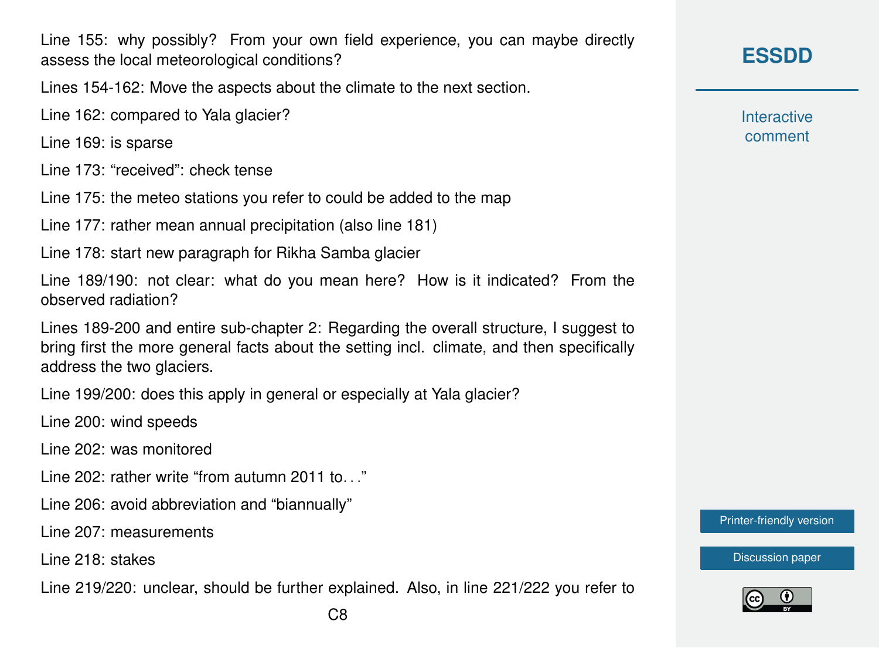Line 155: why possibly? From your own field experience, you can maybe directly assess the local meteorological conditions?

Lines 154-162: Move the aspects about the climate to the next section.

Line 162: compared to Yala glacier?

Line 169: is sparse

Line 173: "received": check tense

Line 175: the meteo stations you refer to could be added to the map

Line 177: rather mean annual precipitation (also line 181)

Line 178: start new paragraph for Rikha Samba glacier

Line 189/190: not clear: what do you mean here? How is it indicated? From the observed radiation?

Lines 189-200 and entire sub-chapter 2: Regarding the overall structure, I suggest to bring first the more general facts about the setting incl. climate, and then specifically address the two glaciers.

Line 199/200: does this apply in general or especially at Yala glacier?

Line 200: wind speeds

Line 202: was monitored

Line 202: rather write "from autumn 2011 to..."

Line 206: avoid abbreviation and "biannually"

Line 207: measurements

Line 218: stakes

Line 219/220: unclear, should be further explained. Also, in line 221/222 you refer to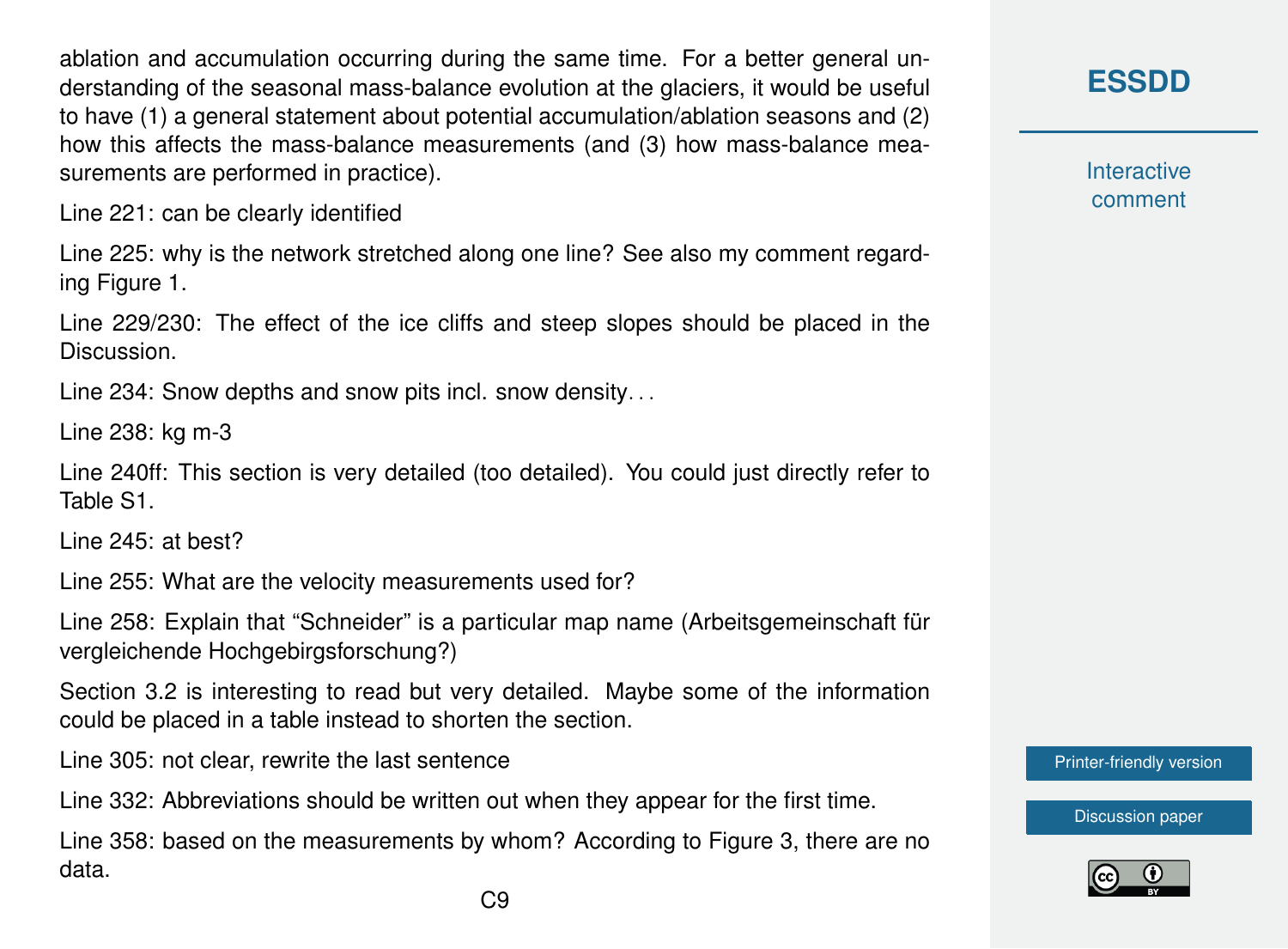ablation and accumulation occurring during the same time. For a better general understanding of the seasonal mass-balance evolution at the glaciers, it would be useful to have (1) a general statement about potential accumulation/ablation seasons and (2) how this affects the mass-balance measurements (and (3) how mass-balance measurements are performed in practice).

Line 221: can be clearly identified

Line 225: why is the network stretched along one line? See also my comment regarding Figure 1.

Line 229/230: The effect of the ice cliffs and steep slopes should be placed in the Discussion.

Line 234: Snow depths and snow pits incl. snow density. . .

Line 238: kg m-3

Line 240ff: This section is very detailed (too detailed). You could just directly refer to Table S1.

Line 245: at best?

Line 255: What are the velocity measurements used for?

Line 258: Explain that "Schneider" is a particular map name (Arbeitsgemeinschaft für vergleichende Hochgebirgsforschung?)

Section 3.2 is interesting to read but very detailed. Maybe some of the information could be placed in a table instead to shorten the section.

Line 305: not clear, rewrite the last sentence

Line 332: Abbreviations should be written out when they appear for the first time.

Line 358: based on the measurements by whom? According to Figure 3, there are no data.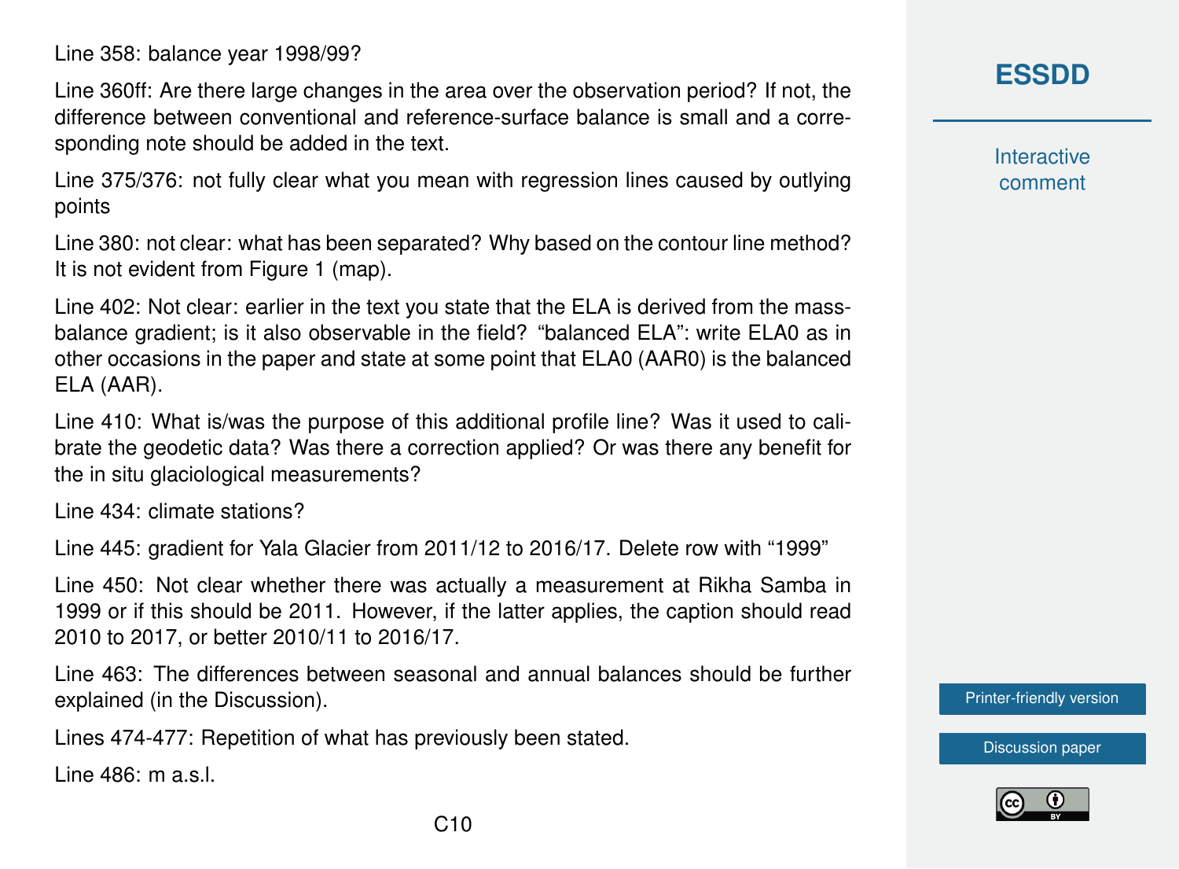Line 358: balance year 1998/99?

Line 360ff: Are there large changes in the area over the observation period? If not, the difference between conventional and reference-surface balance is small and a corresponding note should be added in the text.

Line 375/376: not fully clear what you mean with regression lines caused by outlying points

Line 380: not clear: what has been separated? Why based on the contour line method? It is not evident from Figure 1 (map).

Line 402: Not clear: earlier in the text you state that the ELA is derived from the mass-balance gradient; is it also observable in the field? "balanced ELA": write ELA0 as in other occasions in the paper and state at some point that ELA0 (AAR0) is the balanced ELA (AAR).

Line 410: What is/was the purpose of this additional profile line? Was it used to calibrate the geodetic data? Was there a correction applied? Or was there any benefit for the in situ glaciological measurements?

Line 434: climate stations?

Line 445: gradient for Yala Glacier from 2011/12 to 2016/17. Delete row with "1999"

Line 450: Not clear whether there was actually a measurement at Rikha Samba in 1999 or if this should be 2011. However, if the latter applies, the caption should read 2010 to 2017, or better 2010/11 to 2016/17.

Line 463: The differences between seasonal and annual balances should be further explained (in the Discussion).

Lines 474-477: Repetition of what has previously been stated.

Line 486: m a.s.l.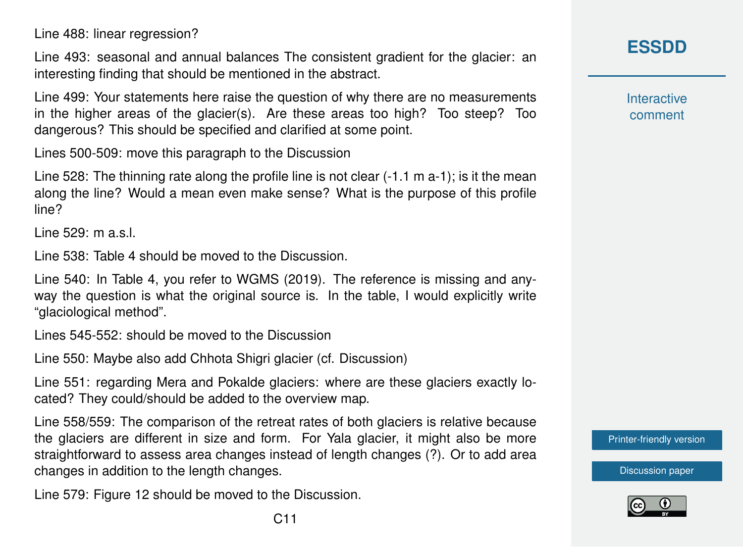Line 488: linear regression?

Line 493: seasonal and annual balances The consistent gradient for the glacier: an interesting finding that should be mentioned in the abstract.

Line 499: Your statements here raise the question of why there are no measurements in the higher areas of the glacier(s). Are these areas too high? Too steep? Too dangerous? This should be specified and clarified at some point.

Lines 500-509: move this paragraph to the Discussion

Line 528: The thinning rate along the profile line is not clear (-1.1 m a-1); is it the mean along the line? Would a mean even make sense? What is the purpose of this profile line?

Line 529: m a.s.l.

Line 538: Table 4 should be moved to the Discussion.

Line 540: In Table 4, you refer to WGMS (2019). The reference is missing and anyway the question is what the original source is. In the table, I would explicitly write "glaciological method".

Lines 545-552: should be moved to the Discussion

Line 550: Maybe also add Chhota Shigri glacier (cf. Discussion)

Line 551: regarding Mera and Pokalde glaciers: where are these glaciers exactly located? They could/should be added to the overview map.

Line 558/559: The comparison of the retreat rates of both glaciers is relative because the glaciers are different in size and form. For Yala glacier, it might also be more straightforward to assess area changes instead of length changes (?). Or to add area changes in addition to the length changes.

Line 579: Figure 12 should be moved to the Discussion.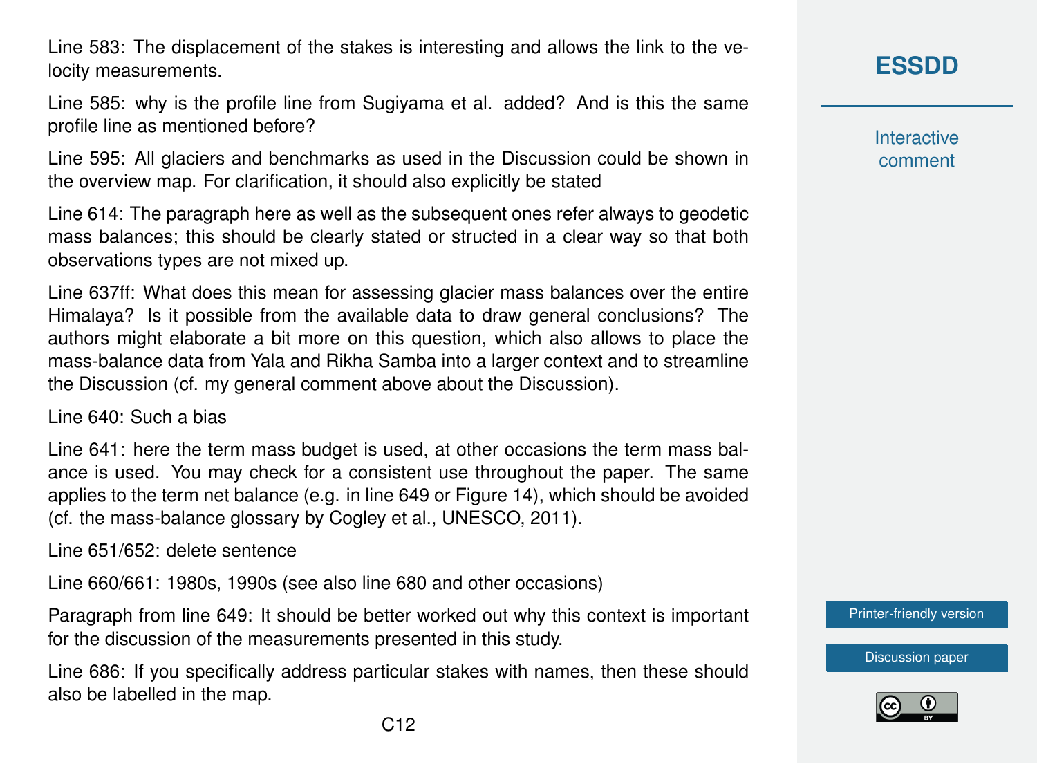Line 583: The displacement of the stakes is interesting and allows the link to the velocity measurements.

Line 585: why is the profile line from Sugiyama et al. added? And is this the same profile line as mentioned before?

Line 595: All glaciers and benchmarks as used in the Discussion could be shown in the overview map. For clarification, it should also explicitly be stated

Line 614: The paragraph here as well as the subsequent ones refer always to geodetic mass balances; this should be clearly stated or structed in a clear way so that both observations types are not mixed up.

Line 637ff: What does this mean for assessing glacier mass balances over the entire Himalaya? Is it possible from the available data to draw general conclusions? The authors might elaborate a bit more on this question, which also allows to place the mass-balance data from Yala and Rikha Samba into a larger context and to streamline the Discussion (cf. my general comment above about the Discussion).

Line 640: Such a bias

Line 641: here the term mass budget is used, at other occasions the term mass balance is used. You may check for a consistent use throughout the paper. The same applies to the term net balance (e.g. in line 649 or Figure 14), which should be avoided (cf. the mass-balance glossary by Cogley et al., UNESCO, 2011).

Line 651/652: delete sentence

Line 660/661: 1980s, 1990s (see also line 680 and other occasions)

Paragraph from line 649: It should be better worked out why this context is important for the discussion of the measurements presented in this study.

Line 686: If you specifically address particular stakes with names, then these should also be labelled in the map.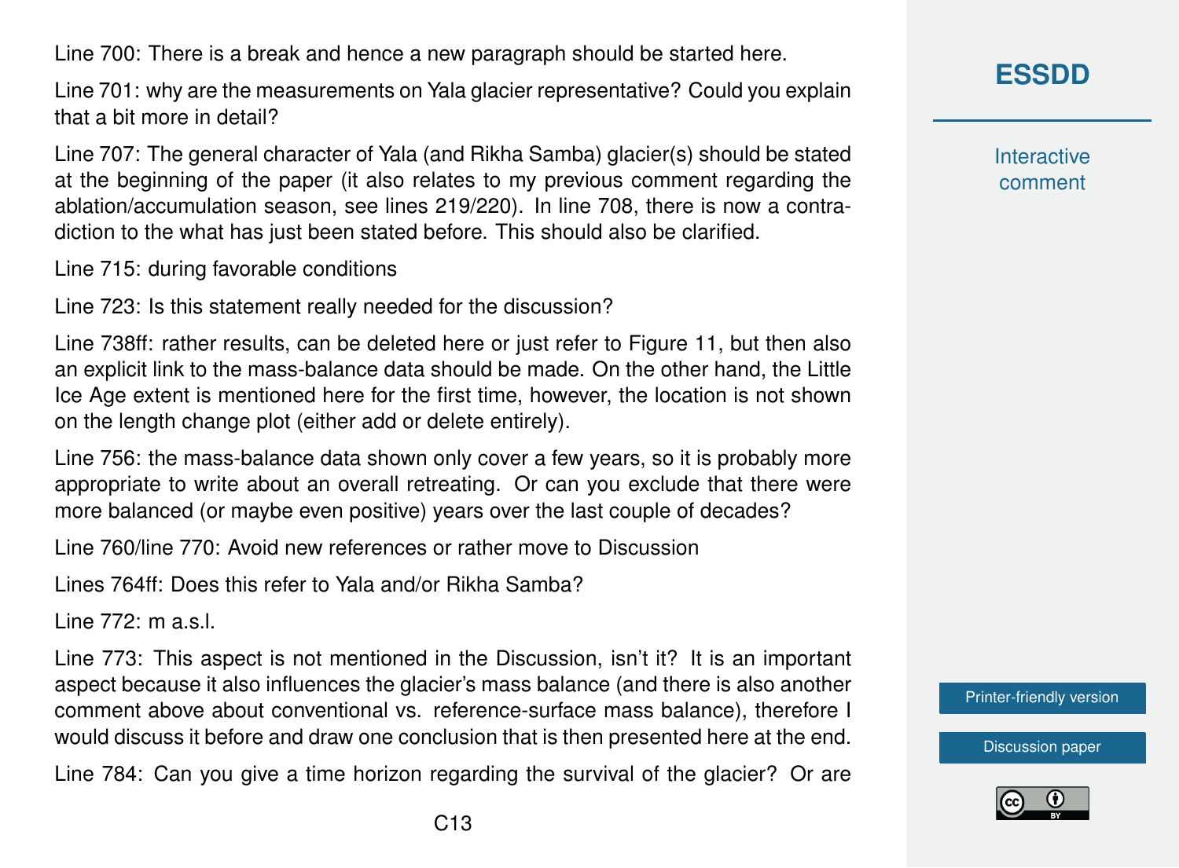Line 700: There is a break and hence a new paragraph should be started here.

Line 701: why are the measurements on Yala glacier representative? Could you explain that a bit more in detail?

Line 707: The general character of Yala (and Rikha Samba) glacier(s) should be stated at the beginning of the paper (it also relates to my previous comment regarding the ablation/accumulation season, see lines 219/220). In line 708, there is now a contradiction to the what has just been stated before. This should also be clarified.

Line 715: during favorable conditions

Line 723: Is this statement really needed for the discussion?

Line 738ff: rather results, can be deleted here or just refer to Figure 11, but then also an explicit link to the mass-balance data should be made. On the other hand, the Little Ice Age extent is mentioned here for the first time, however, the location is not shown on the length change plot (either add or delete entirely).

Line 756: the mass-balance data shown only cover a few years, so it is probably more appropriate to write about an overall retreating. Or can you exclude that there were more balanced (or maybe even positive) years over the last couple of decades?

Line 760/line 770: Avoid new references or rather move to Discussion

Lines 764ff: Does this refer to Yala and/or Rikha Samba?

Line 772: m a.s.l.

Line 773: This aspect is not mentioned in the Discussion, isn't it? It is an important aspect because it also influences the glacier's mass balance (and there is also another comment above about conventional vs. reference-surface mass balance), therefore I would discuss it before and draw one conclusion that is then presented here at the end.

Line 784: Can you give a time horizon regarding the survival of the glacier? Or are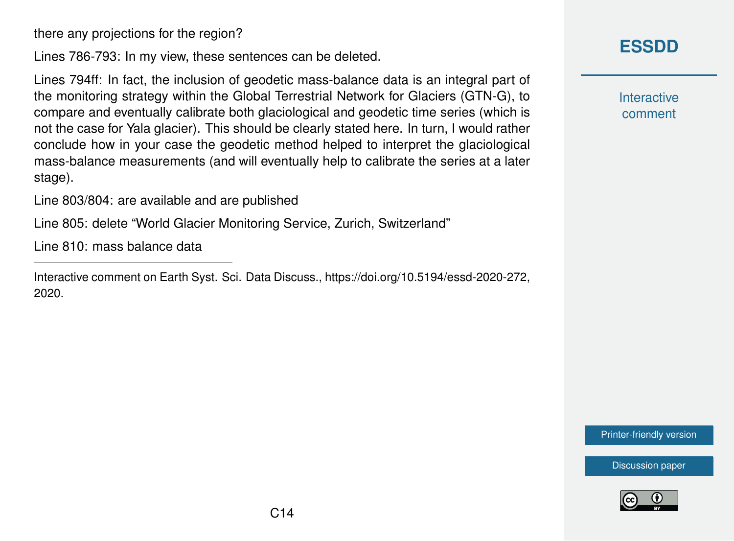there any projections for the region?

Lines 786-793: In my view, these sentences can be deleted.

Lines 794ff: In fact, the inclusion of geodetic mass-balance data is an integral part of the monitoring strategy within the Global Terrestrial Network for Glaciers (GTN-G), to compare and eventually calibrate both glaciological and geodetic time series (which is not the case for Yala glacier). This should be clearly stated here. In turn, I would rather conclude how in your case the geodetic method helped to interpret the glaciological mass-balance measurements (and will eventually help to calibrate the series at a later stage).

Line 803/804: are available and are published

Line 805: delete "World Glacier Monitoring Service, Zurich, Switzerland"

Line 810: mass balance data

---

Interactive comment on Earth Syst. Sci. Data Discuss., https://doi.org/10.5194/essd-2020-272, 2020.